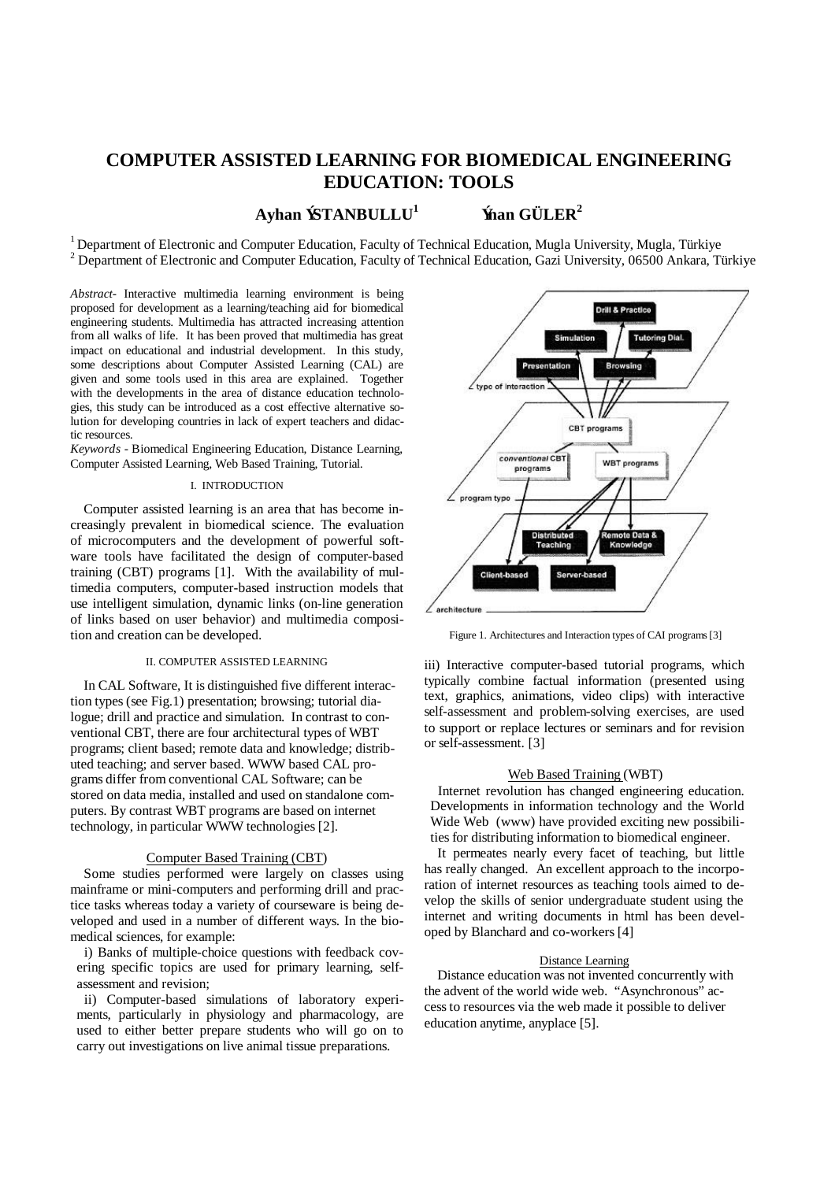# COMPUTER ASSISTED LEARNING FOR BIOMEDICAL ENGINEERING EDUCATION: TOOLS

**Ayhan ÝSTANBULLU[1]** **Ýnan GÜLER[2]**

[1] Department of Electronic and Computer Education, Faculty of Technical Education, Mugla University, Mugla, Türkiye
[2] Department of Electronic and Computer Education, Faculty of Technical Education, Gazi University, 06500 Ankara, Türkiye

*Abstract*- Interactive multimedia learning environment is being proposed for development as a learning/teaching aid for biomedical engineering students. Multimedia has attracted increasing attention from all walks of life. It has been proved that multimedia has great impact on educational and industrial development. In this study, some descriptions about Computer Assisted Learning (CAL) are given and some tools used in this area are explained. Together with the developments in the area of distance education technologies, this study can be introduced as a cost effective alternative solution for developing countries in lack of expert teachers and didactic resources.

*Keywords* - Biomedical Engineering Education, Distance Learning, Computer Assisted Learning, Web Based Training, Tutorial.

## I. INTRODUCTION

Computer assisted learning is an area that has become increasingly prevalent in biomedical science. The evaluation of microcomputers and the development of powerful software tools have facilitated the design of computer-based training (CBT) programs [1]. With the availability of multimedia computers, computer-based instruction models that use intelligent simulation, dynamic links (on-line generation of links based on user behavior) and multimedia composition and creation can be developed.

## II. COMPUTER ASSISTED LEARNING

In CAL Software, It is distinguished five different interaction types (see Fig.1) presentation; browsing; tutorial dialogue; drill and practice and simulation. In contrast to conventional CBT, there are four architectural types of WBT programs; client based; remote data and knowledge; distributed teaching; and server based. WWW based CAL programs differ from conventional CAL Software; can be stored on data media, installed and used on standalone computers. By contrast WBT programs are based on internet technology, in particular WWW technologies [2].

### Computer Based Training (CBT)

Some studies performed were largely on classes using mainframe or mini-computers and performing drill and practice tasks whereas today a variety of courseware is being developed and used in a number of different ways. In the biomedical sciences, for example:

i) Banks of multiple-choice questions with feedback covering specific topics are used for primary learning, self-assessment and revision;

ii) Computer-based simulations of laboratory experiments, particularly in physiology and pharmacology, are used to either better prepare students who will go on to carry out investigations on live animal tissue preparations.

Figure 1. Architectures and Interaction types of CAI programs [3]

iii) Interactive computer-based tutorial programs, which typically combine factual information (presented using text, graphics, animations, video clips) with interactive self-assessment and problem-solving exercises, are used to support or replace lectures or seminars and for revision or self-assessment. [3]

### Web Based Training (WBT)

Internet revolution has changed engineering education. Developments in information technology and the World Wide Web (www) have provided exciting new possibilities for distributing information to biomedical engineer.

It permeates nearly every facet of teaching, but little has really changed. An excellent approach to the incorporation of internet resources as teaching tools aimed to develop the skills of senior undergraduate student using the internet and writing documents in html has been developed by Blanchard and co-workers [4]

### Distance Learning

Distance education was not invented concurrently with the advent of the world wide web. "Asynchronous" access to resources via the web made it possible to deliver education anytime, anyplace [5].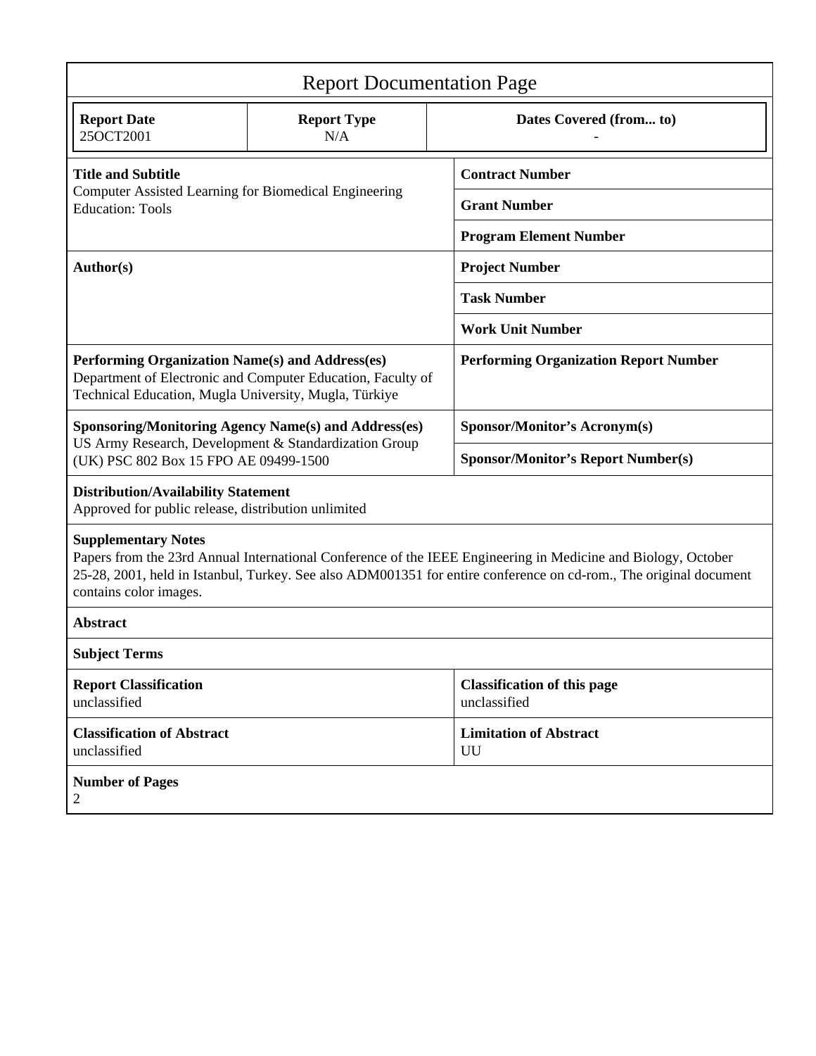# Report Documentation Page

| Report Date | Report Type | Dates Covered (from... to) |
|---|---|---|
| 25OCT2001 | N/A | - |

| | |
|---|---|
| **Title and Subtitle**<br>Computer Assisted Learning for Biomedical Engineering Education: Tools | **Contract Number** |
| | **Grant Number** |
| | **Program Element Number** |
| **Author(s)** | **Project Number** |
| | **Task Number** |
| | **Work Unit Number** |
| **Performing Organization Name(s) and Address(es)**<br>Department of Electronic and Computer Education, Faculty of Technical Education, Mugla University, Mugla, Türkiye | **Performing Organization Report Number** |
| **Sponsoring/Monitoring Agency Name(s) and Address(es)**<br>US Army Research, Development & Standardization Group (UK) PSC 802 Box 15 FPO AE 09499-1500 | **Sponsor/Monitor's Acronym(s)** |
| | **Sponsor/Monitor's Report Number(s)** |

**Distribution/Availability Statement**
Approved for public release, distribution unlimited

**Supplementary Notes**
Papers from the 23rd Annual International Conference of the IEEE Engineering in Medicine and Biology, October 25-28, 2001, held in Istanbul, Turkey. See also ADM001351 for entire conference on cd-rom., The original document contains color images.

**Abstract**

**Subject Terms**

| | |
|---|---|
| **Report Classification**<br>unclassified | **Classification of this page**<br>unclassified |
| **Classification of Abstract**<br>unclassified | **Limitation of Abstract**<br>UU |

**Number of Pages**
2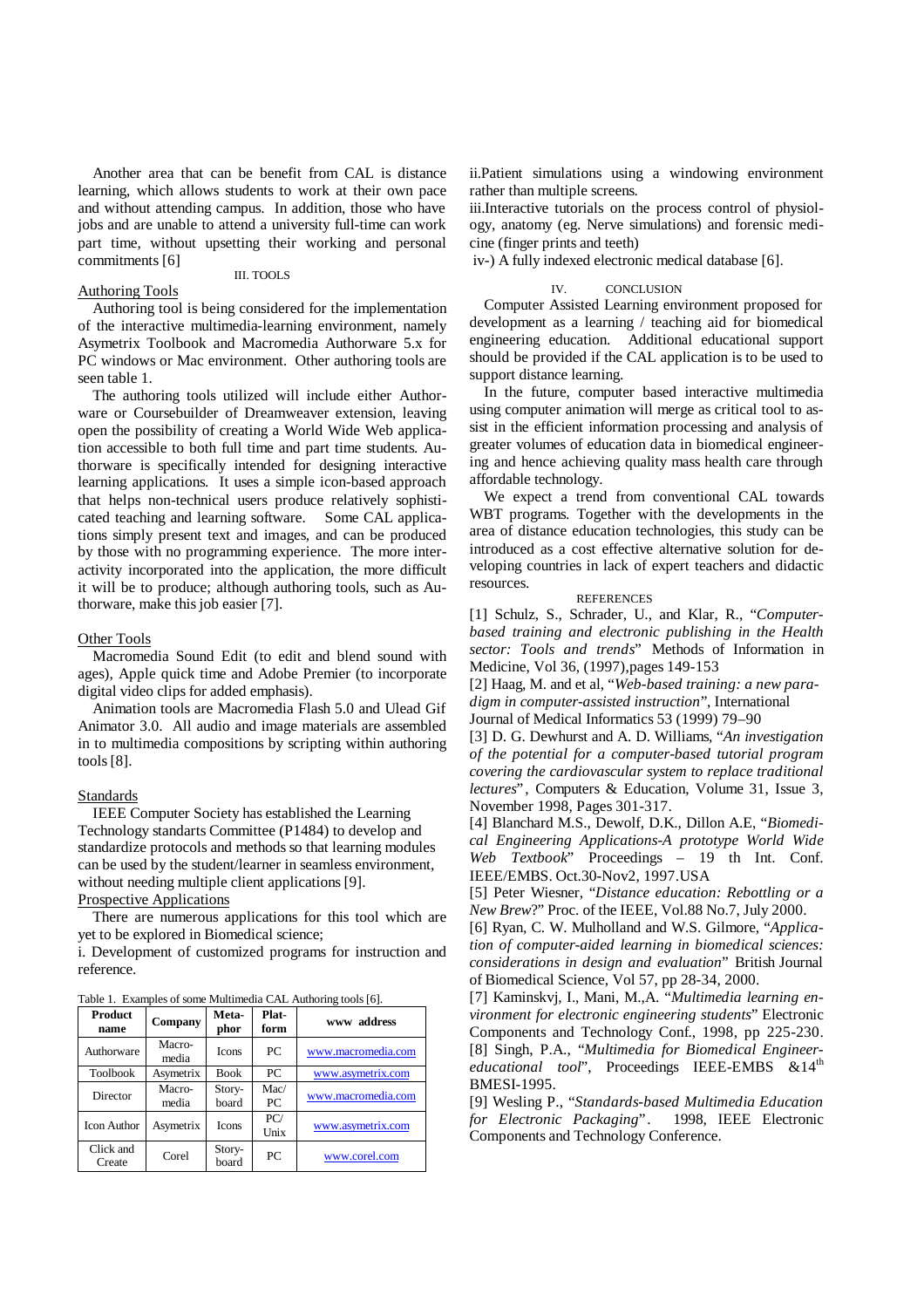Another area that can be benefit from CAL is distance learning, which allows students to work at their own pace and without attending campus. In addition, those who have jobs and are unable to attend a university full-time can work part time, without upsetting their working and personal commitments [6]

## III. TOOLS

### Authoring Tools

Authoring tool is being considered for the implementation of the interactive multimedia-learning environment, namely Asymetrix Toolbook and Macromedia Authorware 5.x for PC windows or Mac environment. Other authoring tools are seen table 1.

The authoring tools utilized will include either Authorware or Coursebuilder of Dreamweaver extension, leaving open the possibility of creating a World Wide Web application accessible to both full time and part time students. Authorware is specifically intended for designing interactive learning applications. It uses a simple icon-based approach that helps non-technical users produce relatively sophisticated teaching and learning software. Some CAL applications simply present text and images, and can be produced by those with no programming experience. The more interactivity incorporated into the application, the more difficult it will be to produce; although authoring tools, such as Authorware, make this job easier [7].

### Other Tools

Macromedia Sound Edit (to edit and blend sound with ages), Apple quick time and Adobe Premier (to incorporate digital video clips for added emphasis).

Animation tools are Macromedia Flash 5.0 and Ulead Gif Animator 3.0. All audio and image materials are assembled in to multimedia compositions by scripting within authoring tools [8].

### Standards

IEEE Computer Society has established the Learning Technology standarts Committee (P1484) to develop and standardize protocols and methods so that learning modules can be used by the student/learner in seamless environment, without needing multiple client applications [9].

### Prospective Applications

There are numerous applications for this tool which are yet to be explored in Biomedical science;

i. Development of customized programs for instruction and reference.

ii.Patient simulations using a windowing environment rather than multiple screens.

iii.Interactive tutorials on the process control of physiology, anatomy (eg. Nerve simulations) and forensic medicine (finger prints and teeth)

iv-) A fully indexed electronic medical database [6].

Table 1. Examples of some Multimedia CAL Authoring tools [6].

| Product name | Company | Metaphor | Platform | www address |
|---|---|---|---|---|
| Authorware | Macromedia | Icons | PC | www.macromedia.com |
| Toolbook | Asymetrix | Book | PC | www.asymetrix.com |
| Director | Macromedia | Storyboard | Mac/PC | www.macromedia.com |
| Icon Author | Asymetrix | Icons | PC/Unix | www.asymetrix.com |
| Click and Create | Corel | Storyboard | PC | www.corel.com |

## IV. CONCLUSION

Computer Assisted Learning environment proposed for development as a learning / teaching aid for biomedical engineering education. Additional educational support should be provided if the CAL application is to be used to support distance learning.

In the future, computer based interactive multimedia using computer animation will merge as critical tool to assist in the efficient information processing and analysis of greater volumes of education data in biomedical engineering and hence achieving quality mass health care through affordable technology.

We expect a trend from conventional CAL towards WBT programs. Together with the developments in the area of distance education technologies, this study can be introduced as a cost effective alternative solution for developing countries in lack of expert teachers and didactic resources.

## REFERENCES

[1] Schulz, S., Schrader, U., and Klar, R., "*Computer-based training and electronic publishing in the Health sector: Tools and trends*" Methods of Information in Medicine, Vol 36, (1997),pages 149-153

[2] Haag, M. and et al, "*Web-based training: a new paradigm in computer-assisted instruction*", International Journal of Medical Informatics 53 (1999) 79–90

[3] D. G. Dewhurst and A. D. Williams, "*An investigation of the potential for a computer-based tutorial program covering the cardiovascular system to replace traditional lectures*", Computers & Education, Volume 31, Issue 3, November 1998, Pages 301-317.

[4] Blanchard M.S., Dewolf, D.K., Dillon A.E, "*Biomedical Engineering Applications-A prototype World Wide Web Textbook*" Proceedings – 19 th Int. Conf. IEEE/EMBS. Oct.30-Nov2, 1997.USA

[5] Peter Wiesner, "*Distance education: Rebottling or a New Brew*?" Proc. of the IEEE, Vol.88 No.7, July 2000.

[6] Ryan, C. W. Mulholland and W.S. Gilmore, "*Application of computer-aided learning in biomedical sciences: considerations in design and evaluation*" British Journal of Biomedical Science, Vol 57, pp 28-34, 2000.

[7] Kaminskvj, I., Mani, M.,A. "*Multimedia learning environment for electronic engineering students*" Electronic Components and Technology Conf., 1998, pp 225-230.

[8] Singh, P.A., "*Multimedia for Biomedical Engineer-educational tool*", Proceedings IEEE-EMBS &14th BMESI-1995.

[9] Wesling P., "*Standards-based Multimedia Education for Electronic Packaging*". 1998, IEEE Electronic Components and Technology Conference.